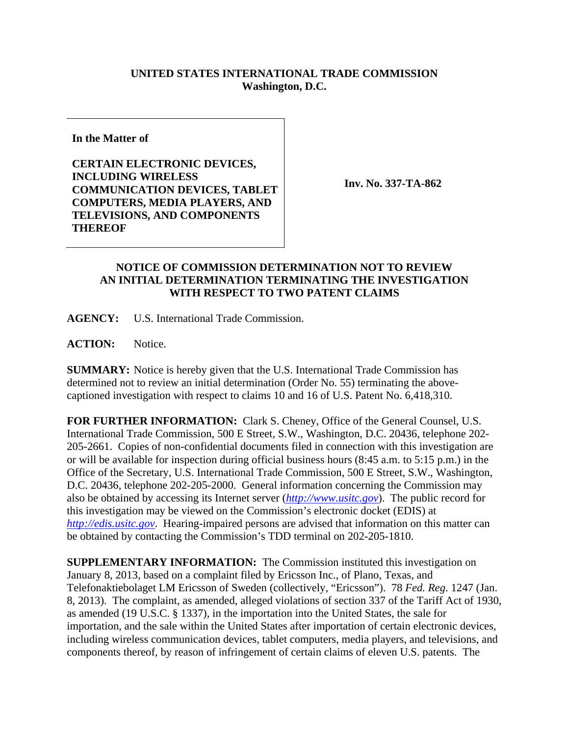**UNITED STATES INTERNATIONAL TRADE COMMISSION**
**Washington, D.C.**

| In the Matter of<br><br>**CERTAIN ELECTRONIC DEVICES, INCLUDING WIRELESS COMMUNICATION DEVICES, TABLET COMPUTERS, MEDIA PLAYERS, AND TELEVISIONS, AND COMPONENTS THEREOF** | **Inv. No. 337-TA-862** |
|---|---|

## NOTICE OF COMMISSION DETERMINATION NOT TO REVIEW AN INITIAL DETERMINATION TERMINATING THE INVESTIGATION WITH RESPECT TO TWO PATENT CLAIMS

**AGENCY:** U.S. International Trade Commission.

**ACTION:** Notice.

**SUMMARY:** Notice is hereby given that the U.S. International Trade Commission has determined not to review an initial determination (Order No. 55) terminating the above-captioned investigation with respect to claims 10 and 16 of U.S. Patent No. 6,418,310.

**FOR FURTHER INFORMATION:** Clark S. Cheney, Office of the General Counsel, U.S. International Trade Commission, 500 E Street, S.W., Washington, D.C. 20436, telephone 202-205-2661. Copies of non-confidential documents filed in connection with this investigation are or will be available for inspection during official business hours (8:45 a.m. to 5:15 p.m.) in the Office of the Secretary, U.S. International Trade Commission, 500 E Street, S.W., Washington, D.C. 20436, telephone 202-205-2000. General information concerning the Commission may also be obtained by accessing its Internet server (*http://www.usitc.gov*). The public record for this investigation may be viewed on the Commission's electronic docket (EDIS) at *http://edis.usitc.gov*. Hearing-impaired persons are advised that information on this matter can be obtained by contacting the Commission's TDD terminal on 202-205-1810.

**SUPPLEMENTARY INFORMATION:** The Commission instituted this investigation on January 8, 2013, based on a complaint filed by Ericsson Inc., of Plano, Texas, and Telefonaktiebolaget LM Ericsson of Sweden (collectively, "Ericsson"). 78 *Fed. Reg.* 1247 (Jan. 8, 2013). The complaint, as amended, alleged violations of section 337 of the Tariff Act of 1930, as amended (19 U.S.C. § 1337), in the importation into the United States, the sale for importation, and the sale within the United States after importation of certain electronic devices, including wireless communication devices, tablet computers, media players, and televisions, and components thereof, by reason of infringement of certain claims of eleven U.S. patents. The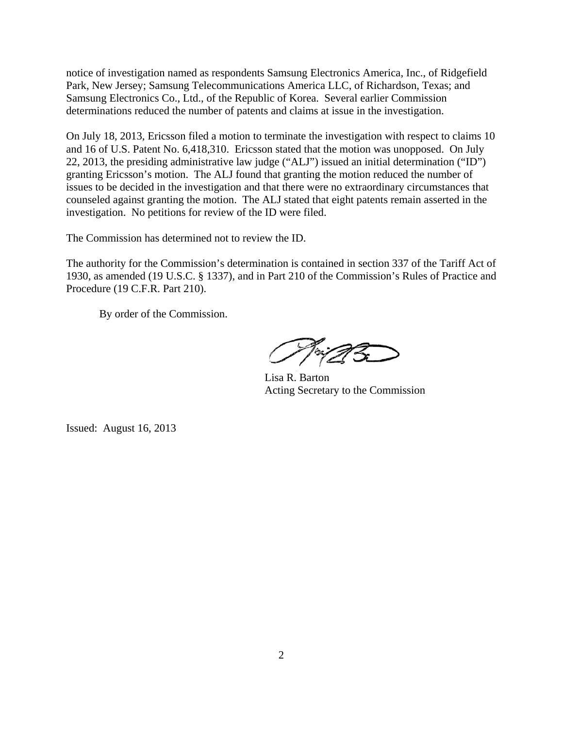notice of investigation named as respondents Samsung Electronics America, Inc., of Ridgefield Park, New Jersey; Samsung Telecommunications America LLC, of Richardson, Texas; and Samsung Electronics Co., Ltd., of the Republic of Korea. Several earlier Commission determinations reduced the number of patents and claims at issue in the investigation.

On July 18, 2013, Ericsson filed a motion to terminate the investigation with respect to claims 10 and 16 of U.S. Patent No. 6,418,310. Ericsson stated that the motion was unopposed. On July 22, 2013, the presiding administrative law judge ("ALJ") issued an initial determination ("ID") granting Ericsson's motion. The ALJ found that granting the motion reduced the number of issues to be decided in the investigation and that there were no extraordinary circumstances that counseled against granting the motion. The ALJ stated that eight patents remain asserted in the investigation. No petitions for review of the ID were filed.

The Commission has determined not to review the ID.

The authority for the Commission's determination is contained in section 337 of the Tariff Act of 1930, as amended (19 U.S.C. § 1337), and in Part 210 of the Commission's Rules of Practice and Procedure (19 C.F.R. Part 210).

By order of the Commission.

Lisa R. Barton
Acting Secretary to the Commission

Issued: August 16, 2013